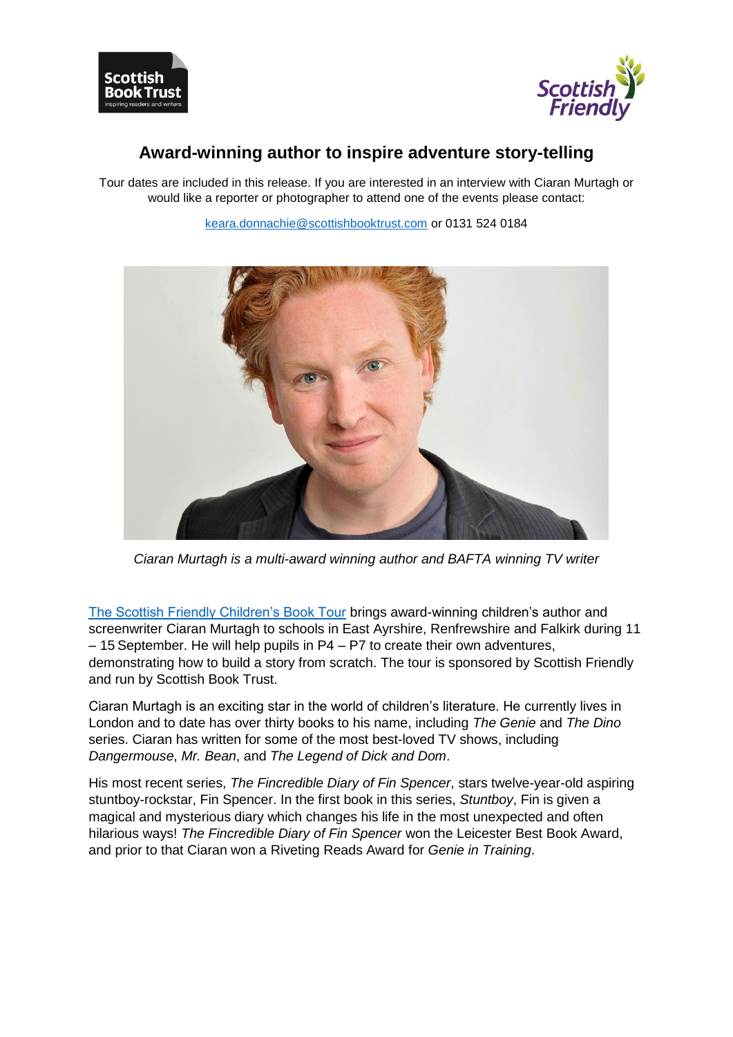# Award-winning author to inspire adventure story-telling

Tour dates are included in this release. If you are interested in an interview with Ciaran Murtagh or would like a reporter or photographer to attend one of the events please contact:

keara.donnachie@scottishbooktrust.com or 0131 524 0184

*Ciaran Murtagh is a multi-award winning author and BAFTA winning TV writer*

The Scottish Friendly Children's Book Tour brings award-winning children's author and screenwriter Ciaran Murtagh to schools in East Ayrshire, Renfrewshire and Falkirk during 11 – 15 September. He will help pupils in P4 – P7 to create their own adventures, demonstrating how to build a story from scratch. The tour is sponsored by Scottish Friendly and run by Scottish Book Trust.

Ciaran Murtagh is an exciting star in the world of children's literature. He currently lives in London and to date has over thirty books to his name, including *The Genie* and *The Dino* series. Ciaran has written for some of the most best-loved TV shows, including *Dangermouse*, *Mr. Bean*, and *The Legend of Dick and Dom*.

His most recent series, *The Fincredible Diary of Fin Spencer*, stars twelve-year-old aspiring stuntboy-rockstar, Fin Spencer. In the first book in this series, *Stuntboy*, Fin is given a magical and mysterious diary which changes his life in the most unexpected and often hilarious ways! *The Fincredible Diary of Fin Spencer* won the Leicester Best Book Award, and prior to that Ciaran won a Riveting Reads Award for *Genie in Training*.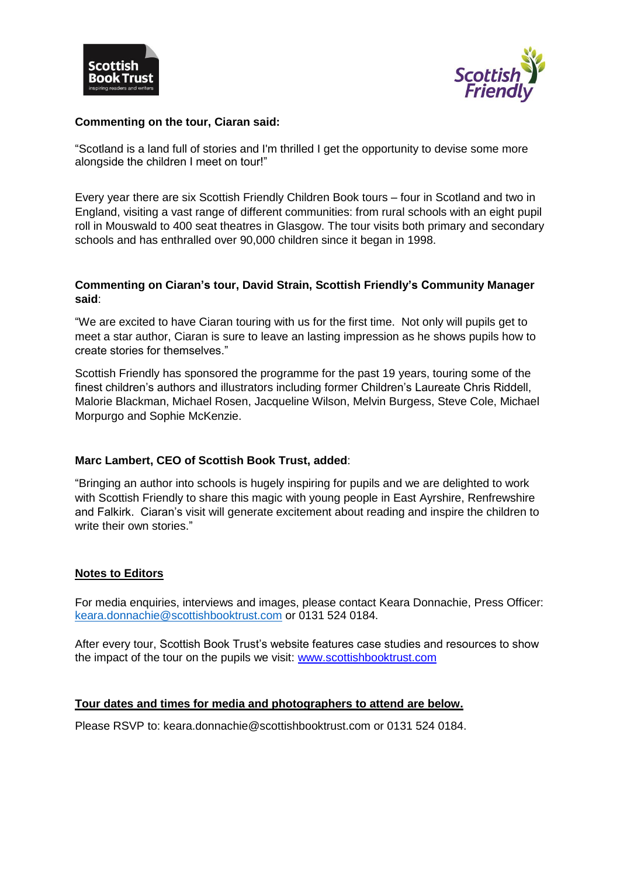**Commenting on the tour, Ciaran said:**

"Scotland is a land full of stories and I'm thrilled I get the opportunity to devise some more alongside the children I meet on tour!"

Every year there are six Scottish Friendly Children Book tours – four in Scotland and two in England, visiting a vast range of different communities: from rural schools with an eight pupil roll in Mouswald to 400 seat theatres in Glasgow. The tour visits both primary and secondary schools and has enthralled over 90,000 children since it began in 1998.

**Commenting on Ciaran's tour, David Strain, Scottish Friendly's Community Manager said**:

"We are excited to have Ciaran touring with us for the first time. Not only will pupils get to meet a star author, Ciaran is sure to leave an lasting impression as he shows pupils how to create stories for themselves."

Scottish Friendly has sponsored the programme for the past 19 years, touring some of the finest children's authors and illustrators including former Children's Laureate Chris Riddell, Malorie Blackman, Michael Rosen, Jacqueline Wilson, Melvin Burgess, Steve Cole, Michael Morpurgo and Sophie McKenzie.

**Marc Lambert, CEO of Scottish Book Trust, added**:

"Bringing an author into schools is hugely inspiring for pupils and we are delighted to work with Scottish Friendly to share this magic with young people in East Ayrshire, Renfrewshire and Falkirk. Ciaran's visit will generate excitement about reading and inspire the children to write their own stories."

**Notes to Editors**

For media enquiries, interviews and images, please contact Keara Donnachie, Press Officer: keara.donnachie@scottishbooktrust.com or 0131 524 0184.

After every tour, Scottish Book Trust's website features case studies and resources to show the impact of the tour on the pupils we visit: www.scottishbooktrust.com

**Tour dates and times for media and photographers to attend are below.**

Please RSVP to: keara.donnachie@scottishbooktrust.com or 0131 524 0184.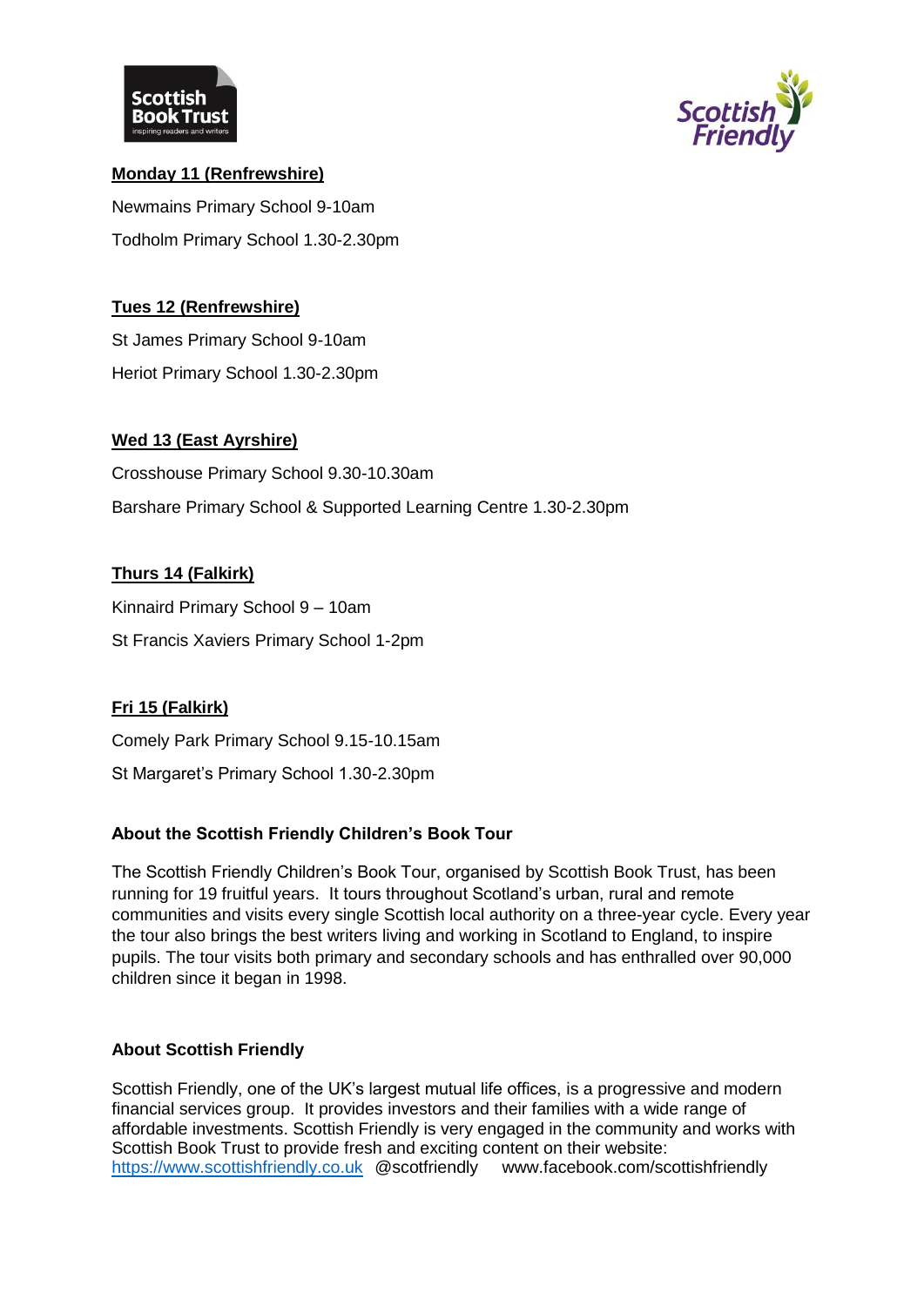**Monday 11 (Renfrewshire)**

Newmains Primary School 9-10am

Todholm Primary School 1.30-2.30pm

**Tues 12 (Renfrewshire)**

St James Primary School 9-10am

Heriot Primary School 1.30-2.30pm

**Wed 13 (East Ayrshire)**

Crosshouse Primary School 9.30-10.30am

Barshare Primary School & Supported Learning Centre 1.30-2.30pm

**Thurs 14 (Falkirk)**

Kinnaird Primary School 9 – 10am

St Francis Xaviers Primary School 1-2pm

**Fri 15 (Falkirk)**

Comely Park Primary School 9.15-10.15am

St Margaret's Primary School 1.30-2.30pm

**About the Scottish Friendly Children's Book Tour**

The Scottish Friendly Children's Book Tour, organised by Scottish Book Trust, has been running for 19 fruitful years. It tours throughout Scotland's urban, rural and remote communities and visits every single Scottish local authority on a three-year cycle. Every year the tour also brings the best writers living and working in Scotland to England, to inspire pupils. The tour visits both primary and secondary schools and has enthralled over 90,000 children since it began in 1998.

**About Scottish Friendly**

Scottish Friendly, one of the UK's largest mutual life offices, is a progressive and modern financial services group. It provides investors and their families with a wide range of affordable investments. Scottish Friendly is very engaged in the community and works with Scottish Book Trust to provide fresh and exciting content on their website: https://www.scottishfriendly.co.uk @scotfriendly www.facebook.com/scottishfriendly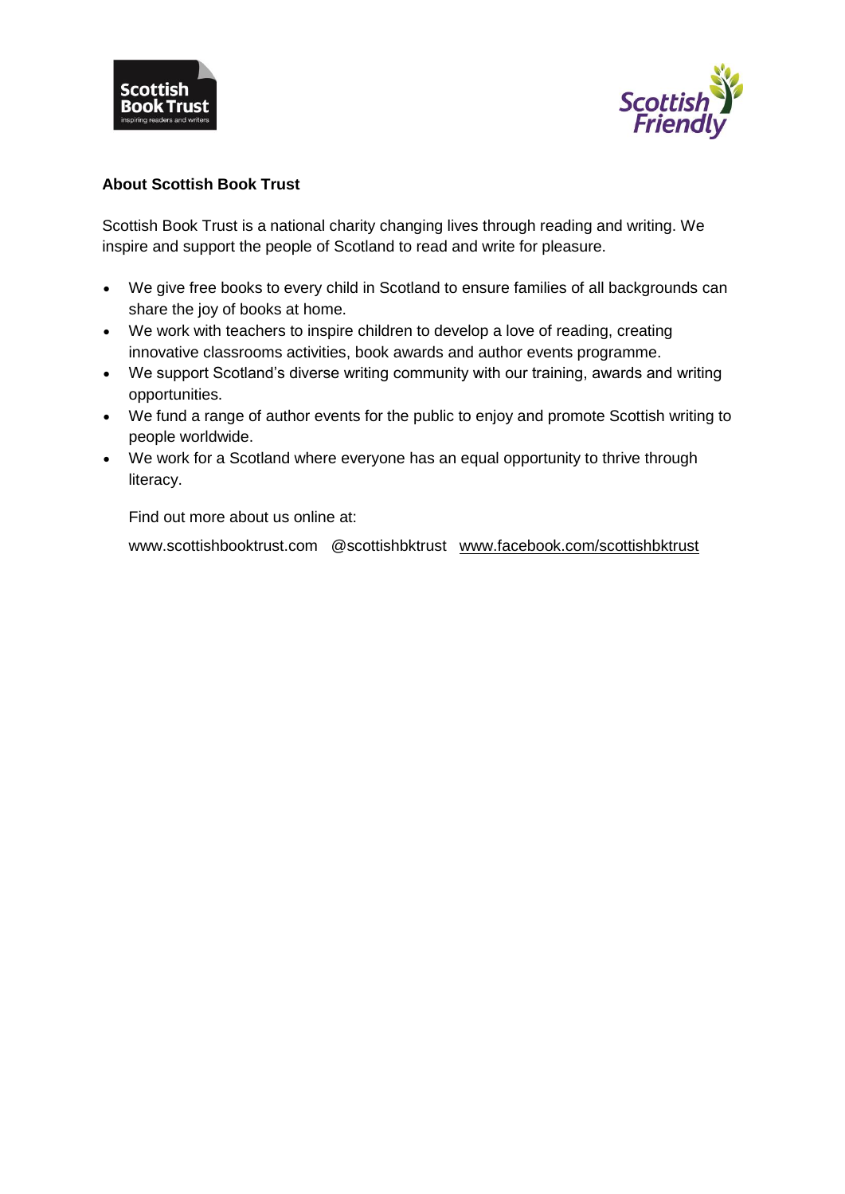## About Scottish Book Trust

Scottish Book Trust is a national charity changing lives through reading and writing. We inspire and support the people of Scotland to read and write for pleasure.

- We give free books to every child in Scotland to ensure families of all backgrounds can share the joy of books at home.
- We work with teachers to inspire children to develop a love of reading, creating innovative classrooms activities, book awards and author events programme.
- We support Scotland's diverse writing community with our training, awards and writing opportunities.
- We fund a range of author events for the public to enjoy and promote Scottish writing to people worldwide.
- We work for a Scotland where everyone has an equal opportunity to thrive through literacy.

Find out more about us online at:

www.scottishbooktrust.com @scottishbktrust www.facebook.com/scottishbktrust